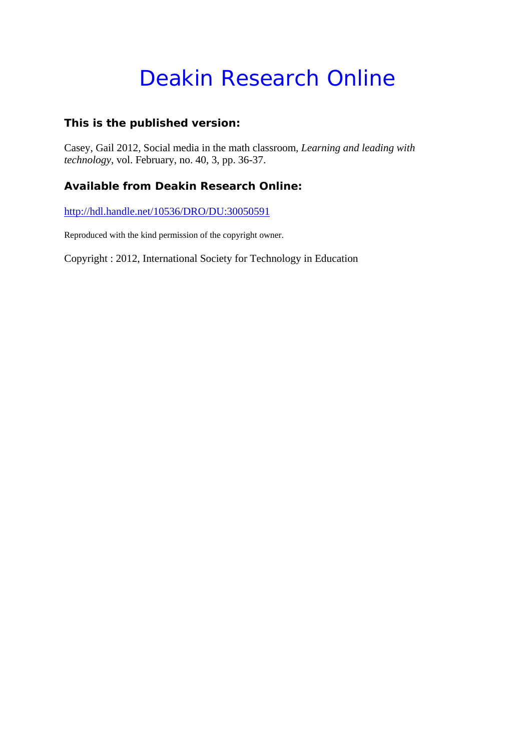# Deakin Research Online

### This is the published version:

Casey, Gail 2012, Social media in the math classroom, *Learning and leading with technology*, vol. February, no. 40, 3, pp. 36-37.

### Available from Deakin Research Online:

http://hdl.handle.net/10536/DRO/DU:30050591

Reproduced with the kind permission of the copyright owner.

Copyright : 2012, International Society for Technology in Education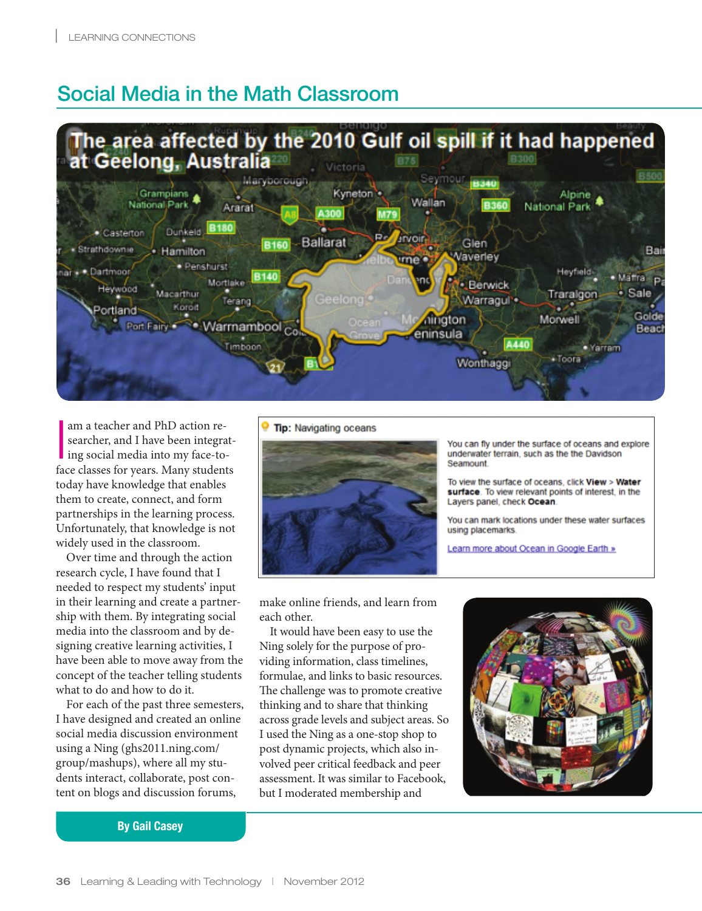# Social Media in the Math Classroom

**By Gail Casey**

I am a teacher and PhD action researcher, and I have been integrating social media into my face-to-face classes for years. Many students today have knowledge that enables them to create, connect, and form partnerships in the learning process. Unfortunately, that knowledge is not widely used in the classroom.

Over time and through the action research cycle, I have found that I needed to respect my students' input in their learning and create a partnership with them. By integrating social media into the classroom and by designing creative learning activities, I have been able to move away from the concept of the teacher telling students what to do and how to do it.

For each of the past three semesters, I have designed and created an online social media discussion environment using a Ning (ghs2011.ning.com/group/mashups), where all my students interact, collaborate, post content on blogs and discussion forums, make online friends, and learn from each other.

It would have been easy to use the Ning solely for the purpose of providing information, class timelines, formulae, and links to basic resources. The challenge was to promote creative thinking and to share that thinking across grade levels and subject areas. So I used the Ning as a one-stop shop to post dynamic projects, which also involved peer critical feedback and peer assessment. It was similar to Facebook, but I moderated membership and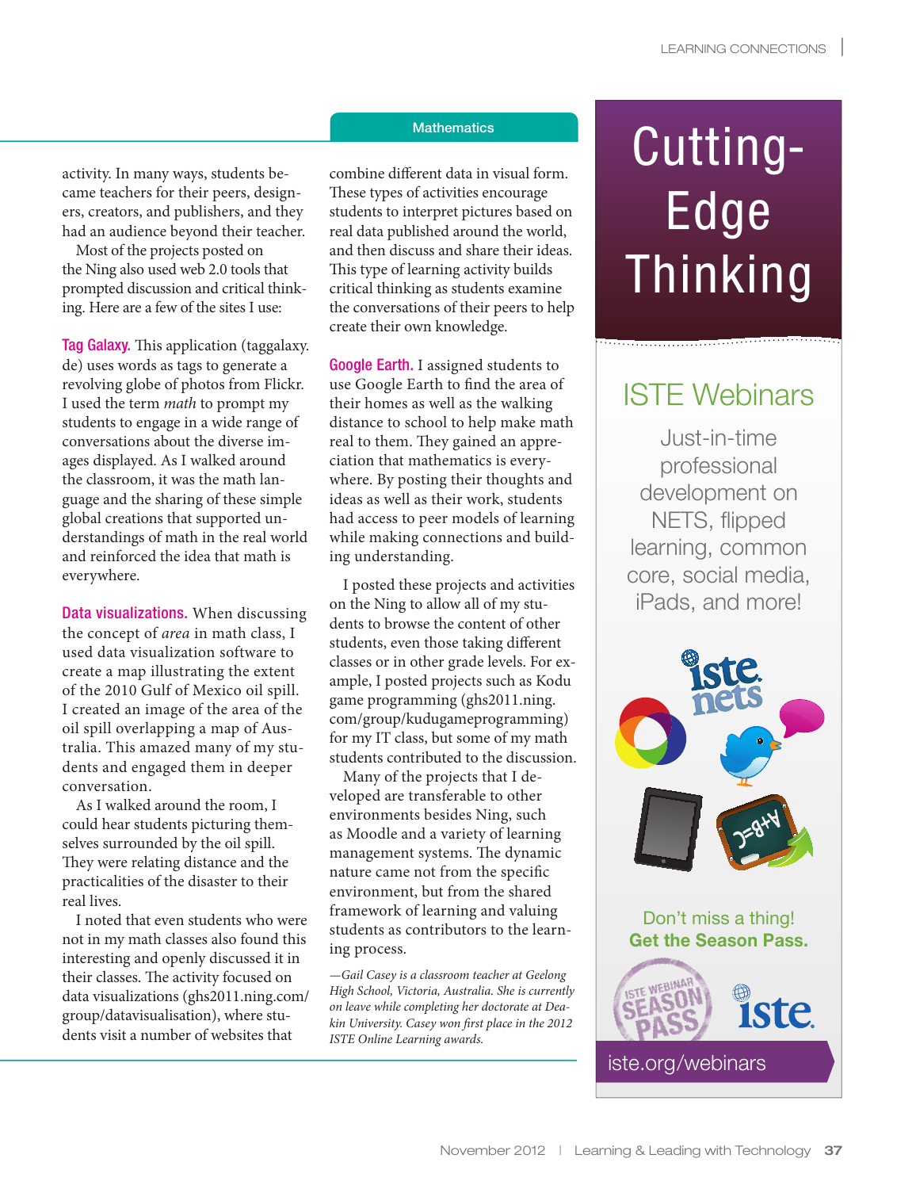activity. In many ways, students became teachers for their peers, designers, creators, and publishers, and they had an audience beyond their teacher.

Most of the projects posted on the Ning also used web 2.0 tools that prompted discussion and critical thinking. Here are a few of the sites I use:

**Tag Galaxy.** This application (taggalaxy.de) uses words as tags to generate a revolving globe of photos from Flickr. I used the term *math* to prompt my students to engage in a wide range of conversations about the diverse images displayed. As I walked around the classroom, it was the math language and the sharing of these simple global creations that supported understandings of math in the real world and reinforced the idea that math is everywhere.

**Data visualizations.** When discussing the concept of *area* in math class, I used data visualization software to create a map illustrating the extent of the 2010 Gulf of Mexico oil spill. I created an image of the area of the oil spill overlapping a map of Australia. This amazed many of my students and engaged them in deeper conversation.

As I walked around the room, I could hear students picturing themselves surrounded by the oil spill. They were relating distance and the practicalities of the disaster to their real lives.

I noted that even students who were not in my math classes also found this interesting and openly discussed it in their classes. The activity focused on data visualizations (ghs2011.ning.com/group/datavisualisation), where students visit a number of websites that combine different data in visual form. These types of activities encourage students to interpret pictures based on real data published around the world, and then discuss and share their ideas. This type of learning activity builds critical thinking as students examine the conversations of their peers to help create their own knowledge.

**Google Earth.** I assigned students to use Google Earth to find the area of their homes as well as the walking distance to school to help make math real to them. They gained an appreciation that mathematics is everywhere. By posting their thoughts and ideas as well as their work, students had access to peer models of learning while making connections and building understanding.

I posted these projects and activities on the Ning to allow all of my students to browse the content of other students, even those taking different classes or in other grade levels. For example, I posted projects such as Kodu game programming (ghs2011.ning.com/group/kudugameprogramming) for my IT class, but some of my math students contributed to the discussion.

Many of the projects that I developed are transferable to other environments besides Ning, such as Moodle and a variety of learning management systems. The dynamic nature came not from the specific environment, but from the shared framework of learning and valuing students as contributors to the learning process.

*—Gail Casey is a classroom teacher at Geelong High School, Victoria, Australia. She is currently on leave while completing her doctorate at Deakin University. Casey won first place in the 2012 ISTE Online Learning awards.*

# Cutting-Edge Thinking

## ISTE Webinars

Just-in-time professional development on NETS, flipped learning, common core, social media, iPads, and more!

Don't miss a thing!
**Get the Season Pass.**

iste.org/webinars